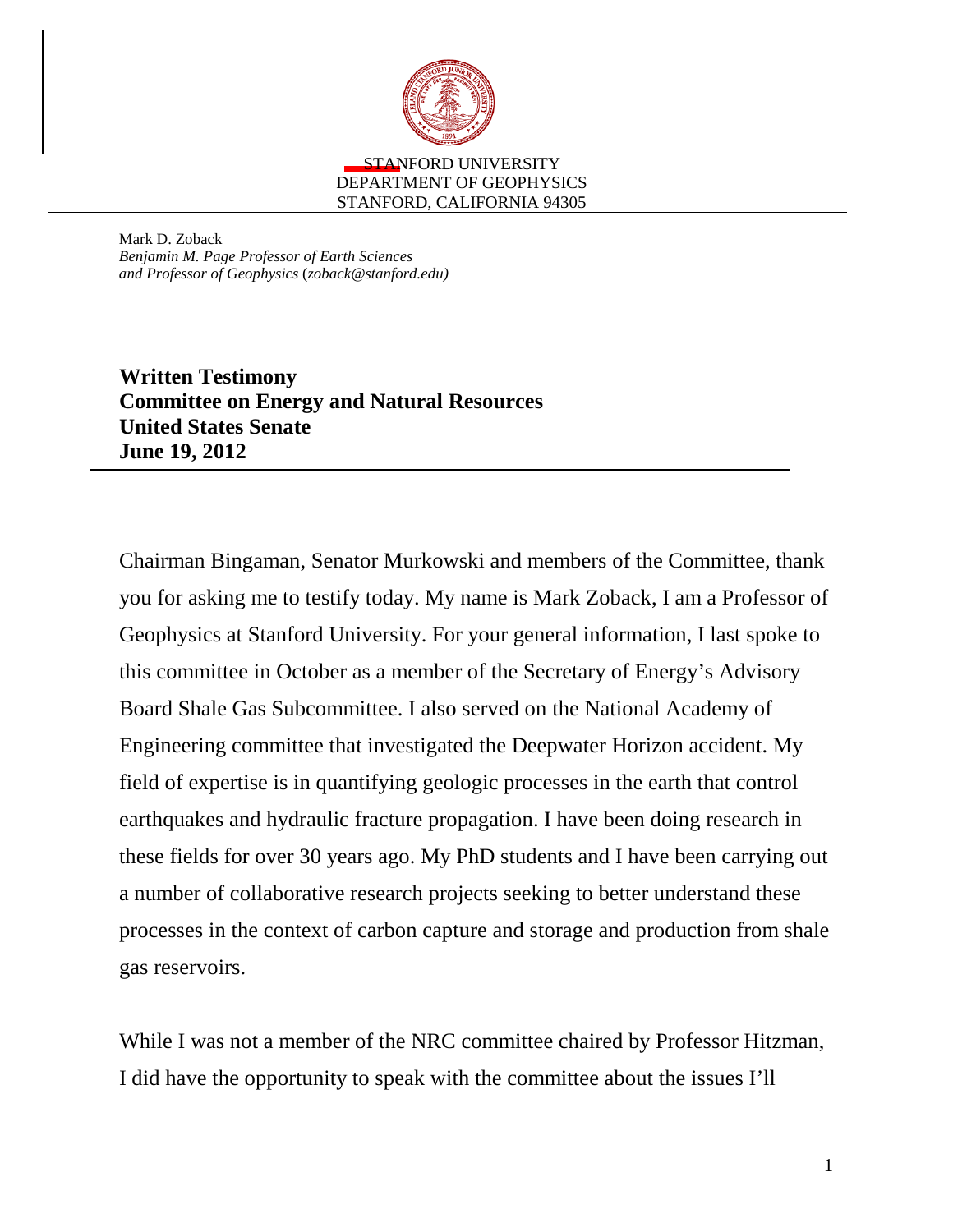STANFORD UNIVERSITY
DEPARTMENT OF GEOPHYSICS
STANFORD, CALIFORNIA 94305

Mark D. Zoback
*Benjamin M. Page Professor of Earth Sciences*
*and Professor of Geophysics* (*zoback@stanford.edu)*

**Written Testimony**
**Committee on Energy and Natural Resources**
**United States Senate**
**June 19, 2012**

Chairman Bingaman, Senator Murkowski and members of the Committee, thank you for asking me to testify today. My name is Mark Zoback, I am a Professor of Geophysics at Stanford University. For your general information, I last spoke to this committee in October as a member of the Secretary of Energy's Advisory Board Shale Gas Subcommittee. I also served on the National Academy of Engineering committee that investigated the Deepwater Horizon accident. My field of expertise is in quantifying geologic processes in the earth that control earthquakes and hydraulic fracture propagation. I have been doing research in these fields for over 30 years ago. My PhD students and I have been carrying out a number of collaborative research projects seeking to better understand these processes in the context of carbon capture and storage and production from shale gas reservoirs.

While I was not a member of the NRC committee chaired by Professor Hitzman, I did have the opportunity to speak with the committee about the issues I'll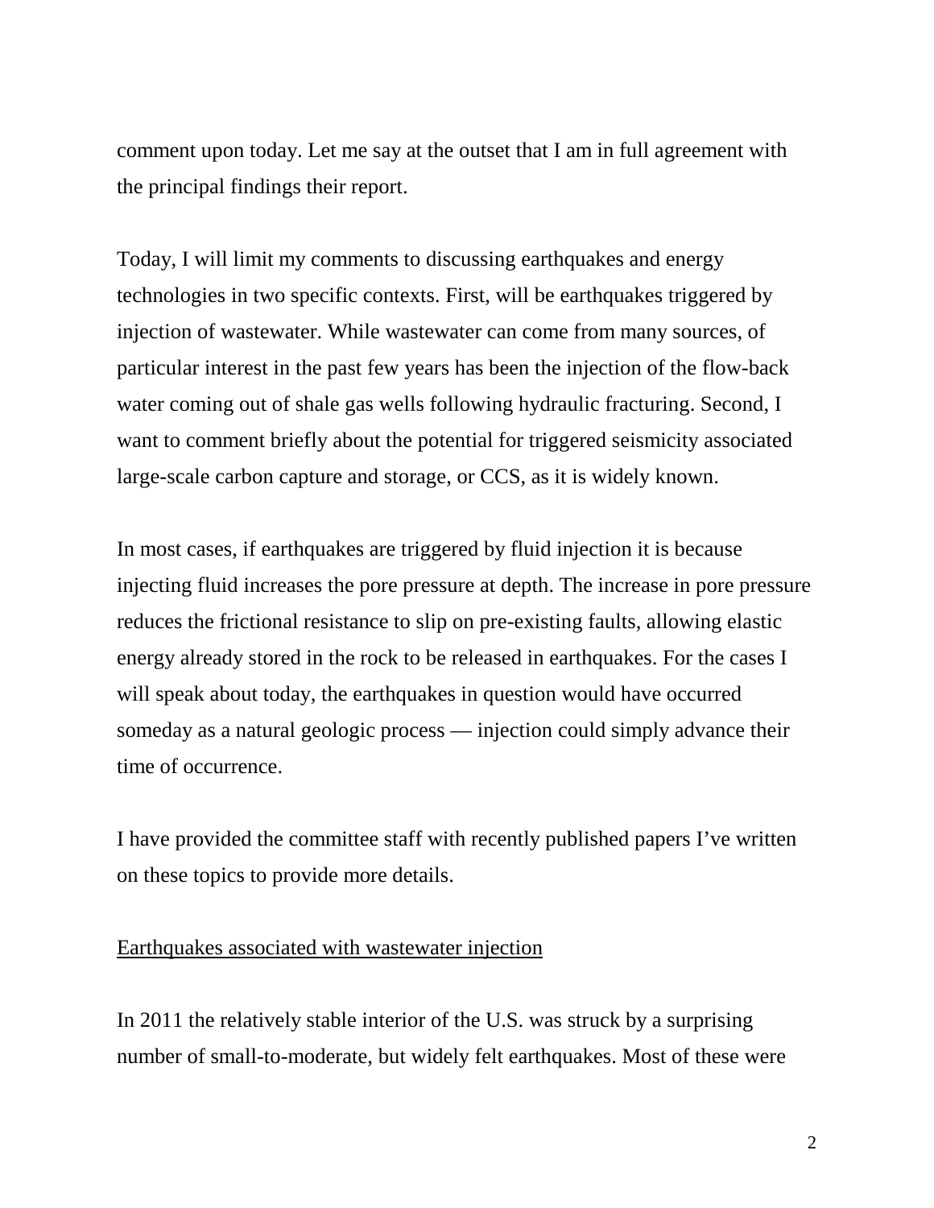comment upon today. Let me say at the outset that I am in full agreement with the principal findings their report.

Today, I will limit my comments to discussing earthquakes and energy technologies in two specific contexts. First, will be earthquakes triggered by injection of wastewater. While wastewater can come from many sources, of particular interest in the past few years has been the injection of the flow-back water coming out of shale gas wells following hydraulic fracturing. Second, I want to comment briefly about the potential for triggered seismicity associated large-scale carbon capture and storage, or CCS, as it is widely known.

In most cases, if earthquakes are triggered by fluid injection it is because injecting fluid increases the pore pressure at depth. The increase in pore pressure reduces the frictional resistance to slip on pre-existing faults, allowing elastic energy already stored in the rock to be released in earthquakes. For the cases I will speak about today, the earthquakes in question would have occurred someday as a natural geologic process — injection could simply advance their time of occurrence.

I have provided the committee staff with recently published papers I've written on these topics to provide more details.

<u>Earthquakes associated with wastewater injection</u>

In 2011 the relatively stable interior of the U.S. was struck by a surprising number of small-to-moderate, but widely felt earthquakes. Most of these were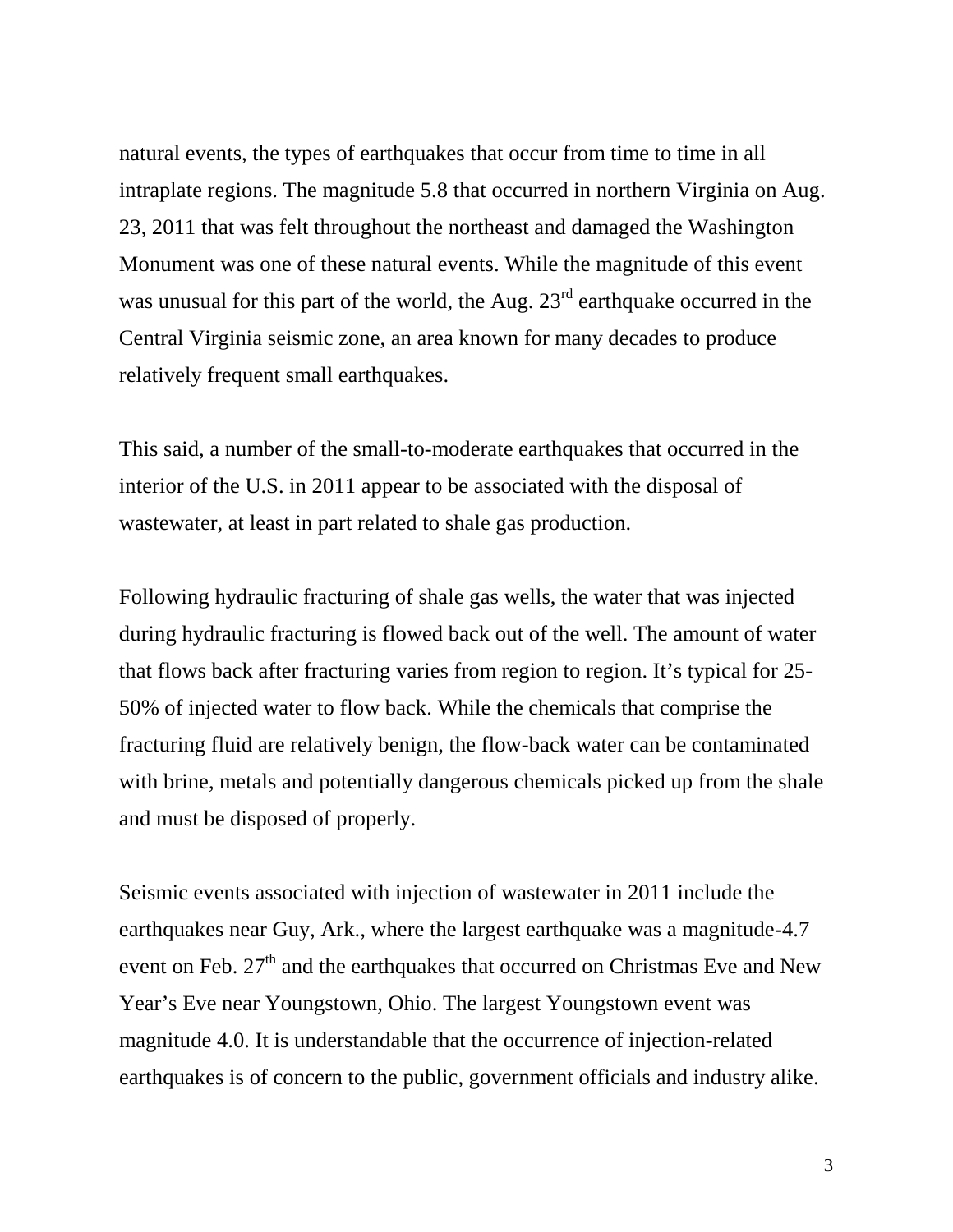natural events, the types of earthquakes that occur from time to time in all intraplate regions. The magnitude 5.8 that occurred in northern Virginia on Aug. 23, 2011 that was felt throughout the northeast and damaged the Washington Monument was one of these natural events. While the magnitude of this event was unusual for this part of the world, the Aug. 23rd earthquake occurred in the Central Virginia seismic zone, an area known for many decades to produce relatively frequent small earthquakes.

This said, a number of the small-to-moderate earthquakes that occurred in the interior of the U.S. in 2011 appear to be associated with the disposal of wastewater, at least in part related to shale gas production.

Following hydraulic fracturing of shale gas wells, the water that was injected during hydraulic fracturing is flowed back out of the well. The amount of water that flows back after fracturing varies from region to region. It's typical for 25-50% of injected water to flow back. While the chemicals that comprise the fracturing fluid are relatively benign, the flow-back water can be contaminated with brine, metals and potentially dangerous chemicals picked up from the shale and must be disposed of properly.

Seismic events associated with injection of wastewater in 2011 include the earthquakes near Guy, Ark., where the largest earthquake was a magnitude-4.7 event on Feb. 27th and the earthquakes that occurred on Christmas Eve and New Year's Eve near Youngstown, Ohio. The largest Youngstown event was magnitude 4.0. It is understandable that the occurrence of injection-related earthquakes is of concern to the public, government officials and industry alike.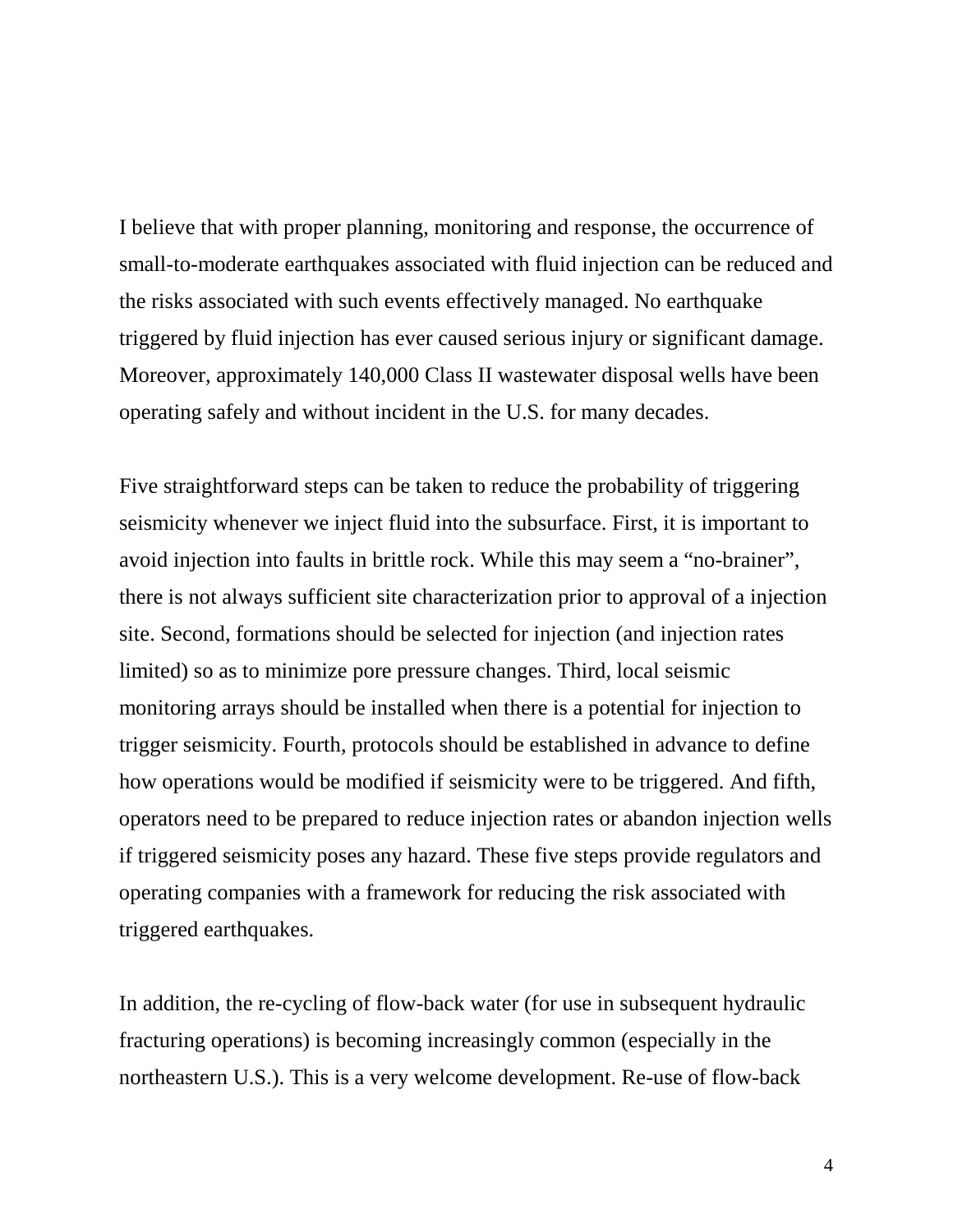I believe that with proper planning, monitoring and response, the occurrence of small-to-moderate earthquakes associated with fluid injection can be reduced and the risks associated with such events effectively managed. No earthquake triggered by fluid injection has ever caused serious injury or significant damage. Moreover, approximately 140,000 Class II wastewater disposal wells have been operating safely and without incident in the U.S. for many decades.

Five straightforward steps can be taken to reduce the probability of triggering seismicity whenever we inject fluid into the subsurface. First, it is important to avoid injection into faults in brittle rock. While this may seem a "no-brainer", there is not always sufficient site characterization prior to approval of a injection site. Second, formations should be selected for injection (and injection rates limited) so as to minimize pore pressure changes. Third, local seismic monitoring arrays should be installed when there is a potential for injection to trigger seismicity. Fourth, protocols should be established in advance to define how operations would be modified if seismicity were to be triggered. And fifth, operators need to be prepared to reduce injection rates or abandon injection wells if triggered seismicity poses any hazard. These five steps provide regulators and operating companies with a framework for reducing the risk associated with triggered earthquakes.

In addition, the re-cycling of flow-back water (for use in subsequent hydraulic fracturing operations) is becoming increasingly common (especially in the northeastern U.S.). This is a very welcome development. Re-use of flow-back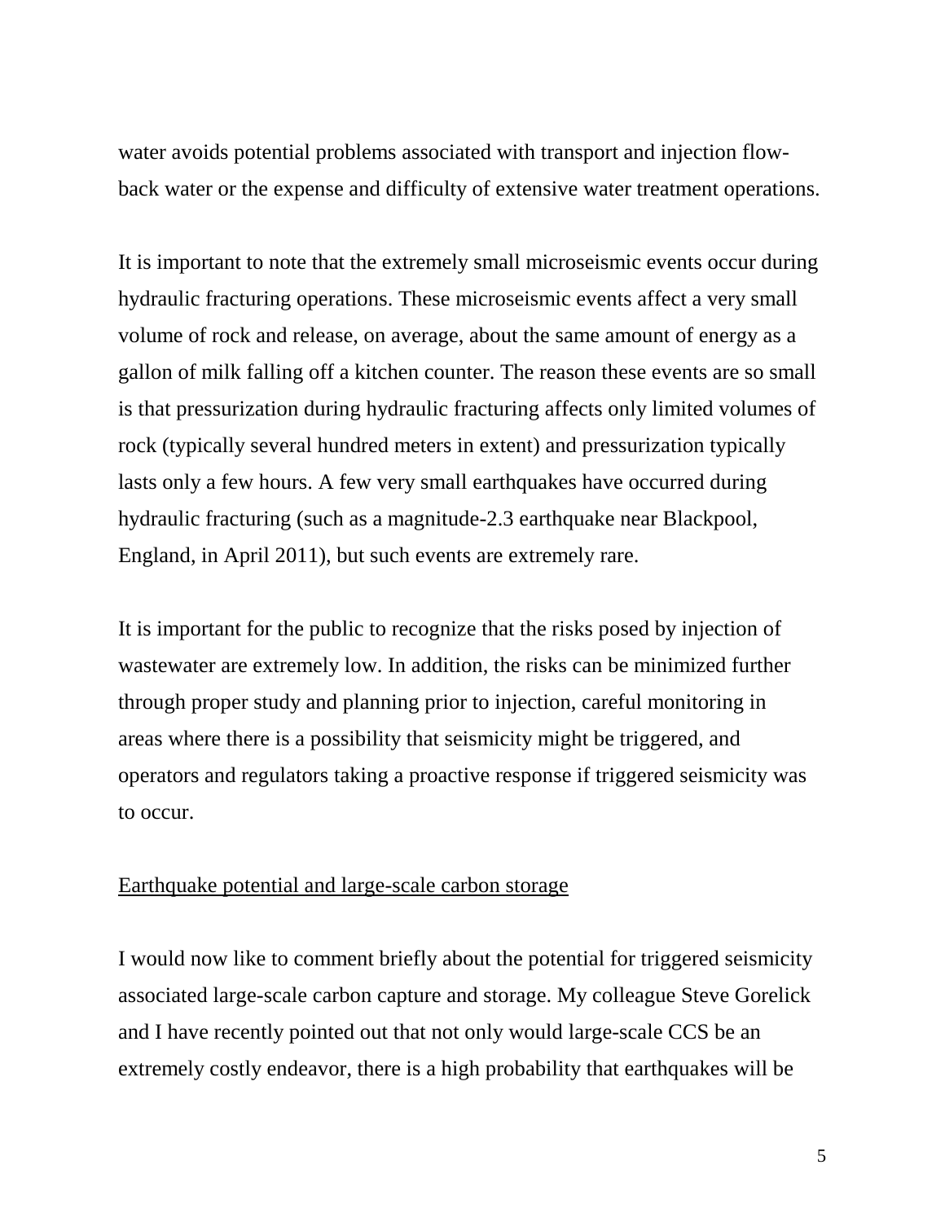water avoids potential problems associated with transport and injection flow-back water or the expense and difficulty of extensive water treatment operations.

It is important to note that the extremely small microseismic events occur during hydraulic fracturing operations. These microseismic events affect a very small volume of rock and release, on average, about the same amount of energy as a gallon of milk falling off a kitchen counter. The reason these events are so small is that pressurization during hydraulic fracturing affects only limited volumes of rock (typically several hundred meters in extent) and pressurization typically lasts only a few hours. A few very small earthquakes have occurred during hydraulic fracturing (such as a magnitude-2.3 earthquake near Blackpool, England, in April 2011), but such events are extremely rare.

It is important for the public to recognize that the risks posed by injection of wastewater are extremely low. In addition, the risks can be minimized further through proper study and planning prior to injection, careful monitoring in areas where there is a possibility that seismicity might be triggered, and operators and regulators taking a proactive response if triggered seismicity was to occur.

## Earthquake potential and large-scale carbon storage

I would now like to comment briefly about the potential for triggered seismicity associated large-scale carbon capture and storage. My colleague Steve Gorelick and I have recently pointed out that not only would large-scale CCS be an extremely costly endeavor, there is a high probability that earthquakes will be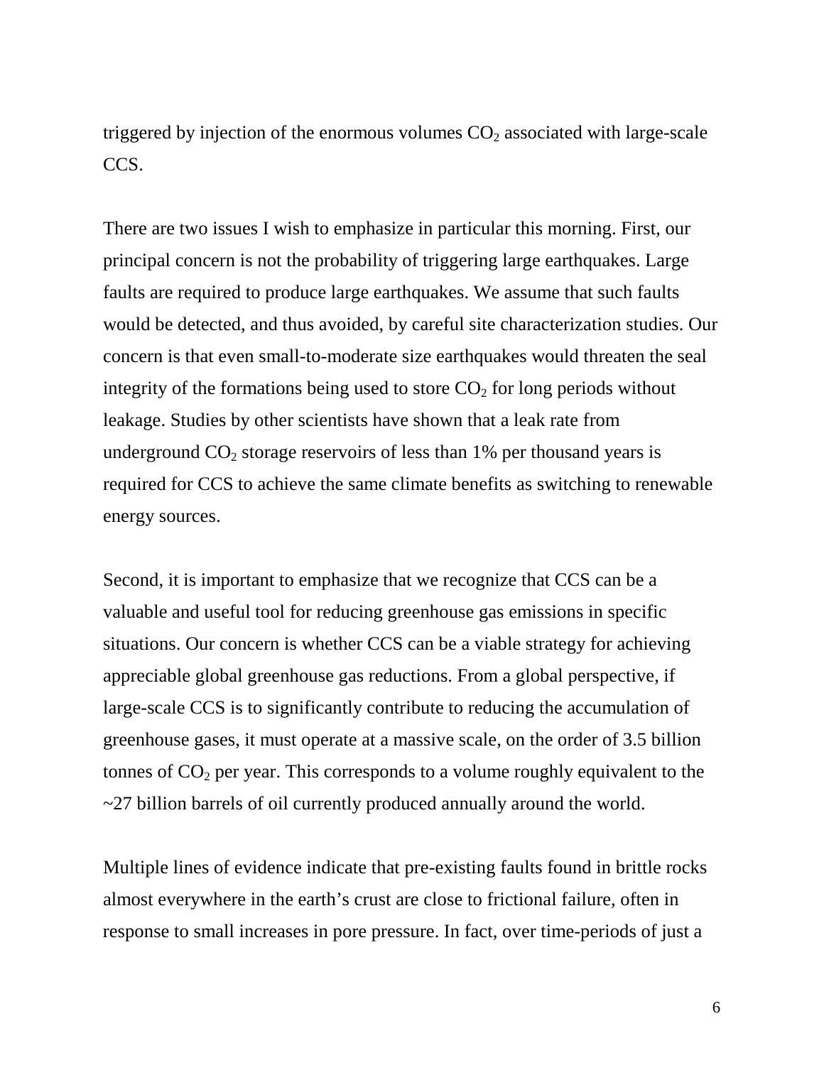triggered by injection of the enormous volumes $CO_2$ associated with large-scale CCS.

There are two issues I wish to emphasize in particular this morning. First, our principal concern is not the probability of triggering large earthquakes. Large faults are required to produce large earthquakes. We assume that such faults would be detected, and thus avoided, by careful site characterization studies. Our concern is that even small-to-moderate size earthquakes would threaten the seal integrity of the formations being used to store $CO_2$ for long periods without leakage. Studies by other scientists have shown that a leak rate from underground $CO_2$ storage reservoirs of less than 1% per thousand years is required for CCS to achieve the same climate benefits as switching to renewable energy sources.

Second, it is important to emphasize that we recognize that CCS can be a valuable and useful tool for reducing greenhouse gas emissions in specific situations. Our concern is whether CCS can be a viable strategy for achieving appreciable global greenhouse gas reductions. From a global perspective, if large-scale CCS is to significantly contribute to reducing the accumulation of greenhouse gases, it must operate at a massive scale, on the order of 3.5 billion tonnes of $CO_2$ per year. This corresponds to a volume roughly equivalent to the ~27 billion barrels of oil currently produced annually around the world.

Multiple lines of evidence indicate that pre-existing faults found in brittle rocks almost everywhere in the earth's crust are close to frictional failure, often in response to small increases in pore pressure. In fact, over time-periods of just a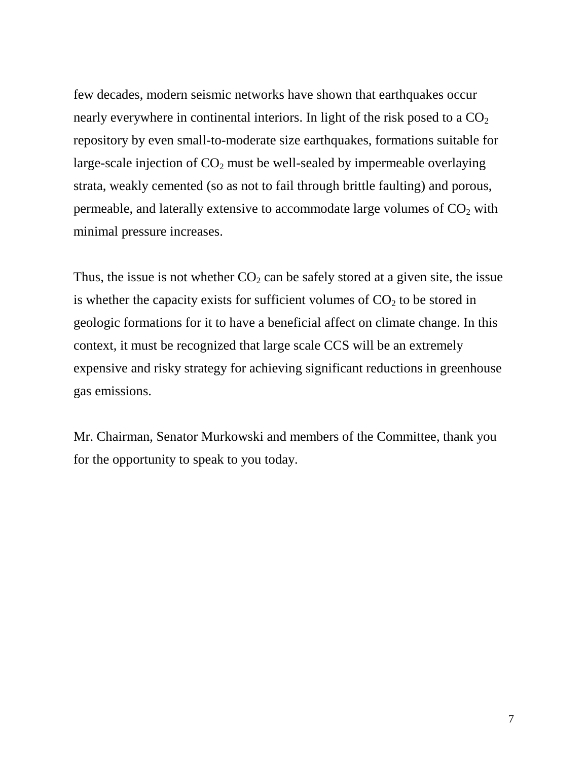few decades, modern seismic networks have shown that earthquakes occur nearly everywhere in continental interiors. In light of the risk posed to a $CO_2$ repository by even small-to-moderate size earthquakes, formations suitable for large-scale injection of $CO_2$ must be well-sealed by impermeable overlaying strata, weakly cemented (so as not to fail through brittle faulting) and porous, permeable, and laterally extensive to accommodate large volumes of $CO_2$ with minimal pressure increases.

Thus, the issue is not whether $CO_2$ can be safely stored at a given site, the issue is whether the capacity exists for sufficient volumes of $CO_2$ to be stored in geologic formations for it to have a beneficial affect on climate change. In this context, it must be recognized that large scale CCS will be an extremely expensive and risky strategy for achieving significant reductions in greenhouse gas emissions.

Mr. Chairman, Senator Murkowski and members of the Committee, thank you for the opportunity to speak to you today.